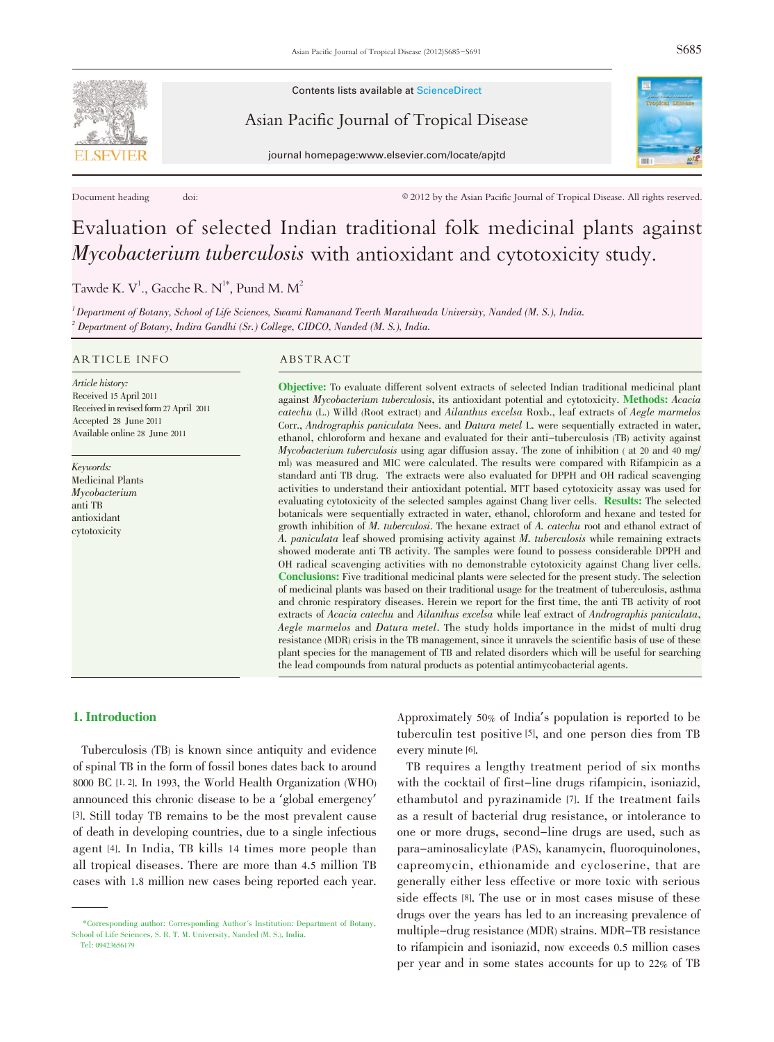Document heading doi: © 2012 by the Asian Pacific Journal of Tropical Disease. All rights reserved.

# Evaluation of selected Indian traditional folk medicinal plants against *Mycobacterium tuberculosis* with antioxidant and cytotoxicity study.

Tawde K. V[1]., Gacche R. N[1*], Pund M. M[2]

[1] *Department of Botany, School of Life Sciences, Swami Ramanand Teerth Marathwada University, Nanded (M. S.), India.*
[2] *Department of Botany, Indira Gandhi (Sr.) College, CIDCO, Nanded (M. S.), India.*

## ARTICLE INFO

*Article history:*
Received 15 April 2011
Received in revised form 27 April 2011
Accepted 28 June 2011
Available online 28 June 2011

*Keywords:*
Medicinal Plants
*Mycobacterium*
anti TB
antioxidant
cytotoxicity

## ABSTRACT

**Objective:** To evaluate different solvent extracts of selected Indian traditional medicinal plant against *Mycobacterium tuberculosis*, its antioxidant potential and cytotoxicity. **Methods:** *Acacia catechu* (L.) Willd (Root extract) and *Ailanthus excelsa* Roxb., leaf extracts of *Aegle marmelos* Corr., *Andrographis paniculata* Nees. and *Datura metel* L. were sequentially extracted in water, ethanol, chloroform and hexane and evaluated for their anti-tuberculosis (TB) activity against *Mycobacterium tuberculosis* using agar diffusion assay. The zone of inhibition ( at 20 and 40 mg/ml) was measured and MIC were calculated. The results were compared with Rifampicin as a standard anti TB drug. The extracts were also evaluated for DPPH and OH radical scavenging activities to understand their antioxidant potential. MTT based cytotoxicity assay was used for evaluating cytotoxicity of the selected samples against Chang liver cells. **Results:** The selected botanicals were sequentially extracted in water, ethanol, chloroform and hexane and tested for growth inhibition of *M. tuberculosi*. The hexane extract of *A. catechu* root and ethanol extract of *A. paniculata* leaf showed promising activity against *M. tuberculosis* while remaining extracts showed moderate anti TB activity. The samples were found to possess considerable DPPH and OH radical scavenging activities with no demonstrable cytotoxicity against Chang liver cells. **Conclusions:** Five traditional medicinal plants were selected for the present study. The selection of medicinal plants was based on their traditional usage for the treatment of tuberculosis, asthma and chronic respiratory diseases. Herein we report for the first time, the anti TB activity of root extracts of *Acacia catechu* and *Ailanthus excelsa* while leaf extract of *Andrographis paniculata*, *Aegle marmelos* and *Datura metel*. The study holds importance in the midst of multi drug resistance (MDR) crisis in the TB management, since it unravels the scientific basis of use of these plant species for the management of TB and related disorders which will be useful for searching the lead compounds from natural products as potential antimycobacterial agents.

## 1. Introduction

Tuberculosis (TB) is known since antiquity and evidence of spinal TB in the form of fossil bones dates back to around 8000 BC [1, 2]. In 1993, the World Health Organization (WHO) announced this chronic disease to be a 'global emergency' [3]. Still today TB remains to be the most prevalent cause of death in developing countries, due to a single infectious agent [4]. In India, TB kills 14 times more people than all tropical diseases. There are more than 4.5 million TB cases with 1.8 million new cases being reported each year. Approximately 50% of India's population is reported to be tuberculin test positive [5], and one person dies from TB every minute [6].

TB requires a lengthy treatment period of six months with the cocktail of first-line drugs rifampicin, isoniazid, ethambutol and pyrazinamide [7]. If the treatment fails as a result of bacterial drug resistance, or intolerance to one or more drugs, second-line drugs are used, such as para-aminosalicylate (PAS), kanamycin, fluoroquinolones, capreomycin, ethionamide and cycloserine, that are generally either less effective or more toxic with serious side effects [8]. The use or in most cases misuse of these drugs over the years has led to an increasing prevalence of multiple-drug resistance (MDR) strains. MDR-TB resistance to rifampicin and isoniazid, now exceeds 0.5 million cases per year and in some states accounts for up to 22% of TB

*Corresponding author: Corresponding Author's Institution: Department of Botany, School of Life Sciences, S. R. T. M. University, Nanded (M. S.), India.
Tel: 09423656179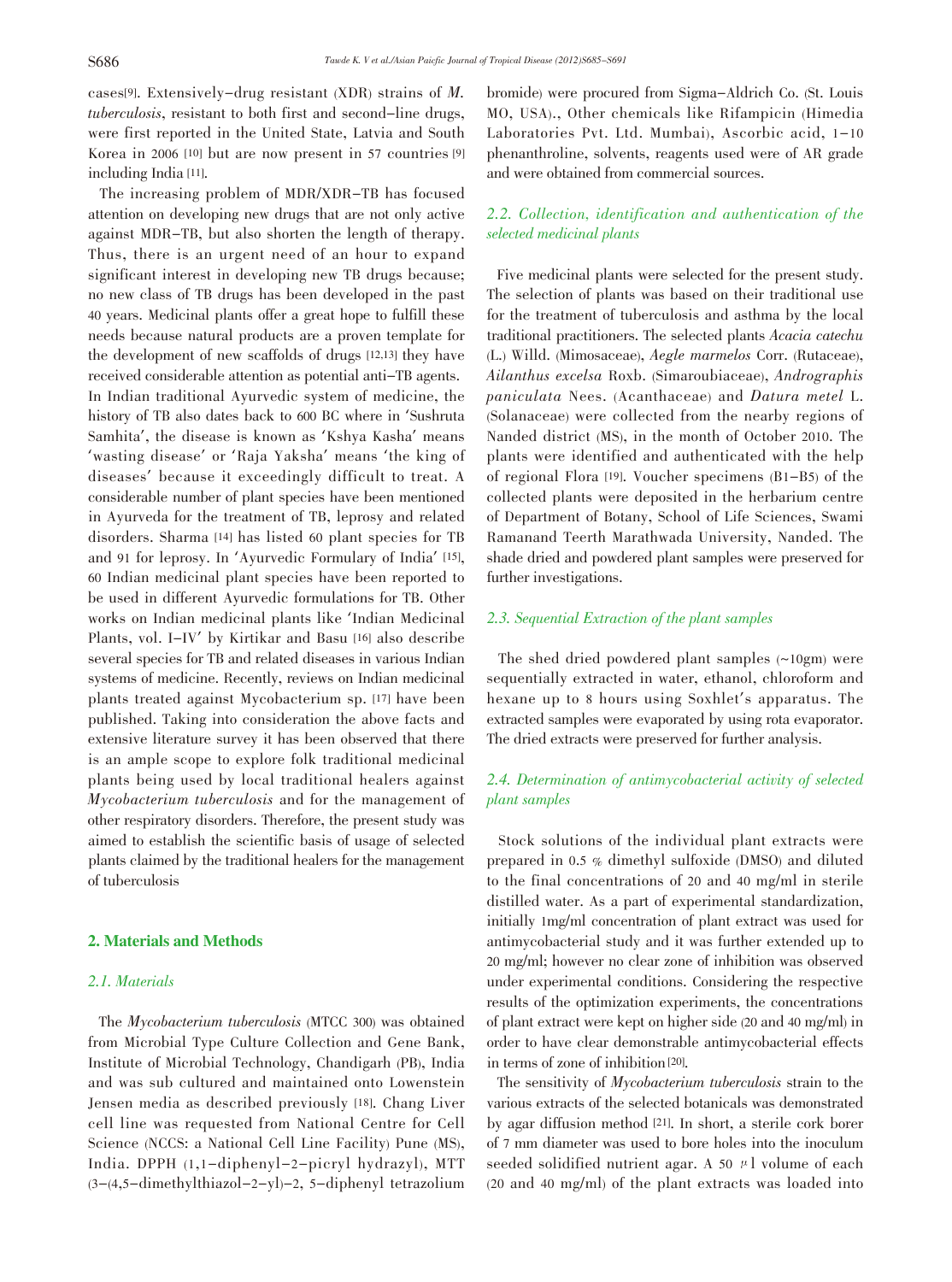cases[9]. Extensively–drug resistant (XDR) strains of *M. tuberculosis*, resistant to both first and second–line drugs, were first reported in the United State, Latvia and South Korea in 2006 [10] but are now present in 57 countries [9] including India [11].

The increasing problem of MDR/XDR–TB has focused attention on developing new drugs that are not only active against MDR–TB, but also shorten the length of therapy. Thus, there is an urgent need of an hour to expand significant interest in developing new TB drugs because; no new class of TB drugs has been developed in the past 40 years. Medicinal plants offer a great hope to fulfill these needs because natural products are a proven template for the development of new scaffolds of drugs [12,13] they have received considerable attention as potential anti–TB agents. In Indian traditional Ayurvedic system of medicine, the history of TB also dates back to 600 BC where in 'Sushruta Samhita', the disease is known as 'Kshya Kasha' means 'wasting disease' or 'Raja Yaksha' means 'the king of diseases' because it exceedingly difficult to treat. A considerable number of plant species have been mentioned in Ayurveda for the treatment of TB, leprosy and related disorders. Sharma [14] has listed 60 plant species for TB and 91 for leprosy. In 'Ayurvedic Formulary of India' [15], 60 Indian medicinal plant species have been reported to be used in different Ayurvedic formulations for TB. Other works on Indian medicinal plants like 'Indian Medicinal Plants, vol. I–IV' by Kirtikar and Basu [16] also describe several species for TB and related diseases in various Indian systems of medicine. Recently, reviews on Indian medicinal plants treated against Mycobacterium sp. [17] have been published. Taking into consideration the above facts and extensive literature survey it has been observed that there is an ample scope to explore folk traditional medicinal plants being used by local traditional healers against *Mycobacterium tuberculosis* and for the management of other respiratory disorders. Therefore, the present study was aimed to establish the scientific basis of usage of selected plants claimed by the traditional healers for the management of tuberculosis

## 2. Materials and Methods

### 2.1. Materials

The *Mycobacterium tuberculosis* (MTCC 300) was obtained from Microbial Type Culture Collection and Gene Bank, Institute of Microbial Technology, Chandigarh (PB), India and was sub cultured and maintained onto Lowenstein Jensen media as described previously [18]. Chang Liver cell line was requested from National Centre for Cell Science (NCCS: a National Cell Line Facility) Pune (MS), India. DPPH (1,1–diphenyl–2–picryl hydrazyl), MTT (3–(4,5–dimethylthiazol–2–yl)–2, 5–diphenyl tetrazolium bromide) were procured from Sigma–Aldrich Co. (St. Louis MO, USA)., Other chemicals like Rifampicin (Himedia Laboratories Pvt. Ltd. Mumbai), Ascorbic acid, 1–10 phenanthroline, solvents, reagents used were of AR grade and were obtained from commercial sources.

### 2.2. Collection, identification and authentication of the selected medicinal plants

Five medicinal plants were selected for the present study. The selection of plants was based on their traditional use for the treatment of tuberculosis and asthma by the local traditional practitioners. The selected plants *Acacia catechu* (L.) Willd. (Mimosaceae), *Aegle marmelos* Corr. (Rutaceae), *Ailanthus excelsa* Roxb. (Simaroubiaceae), *Andrographis paniculata* Nees. (Acanthaceae) and *Datura metel* L. (Solanaceae) were collected from the nearby regions of Nanded district (MS), in the month of October 2010. The plants were identified and authenticated with the help of regional Flora [19]. Voucher specimens (B1–B5) of the collected plants were deposited in the herbarium centre of Department of Botany, School of Life Sciences, Swami Ramanand Teerth Marathwada University, Nanded. The shade dried and powdered plant samples were preserved for further investigations.

### 2.3. Sequential Extraction of the plant samples

The shed dried powdered plant samples (~10gm) were sequentially extracted in water, ethanol, chloroform and hexane up to 8 hours using Soxhlet's apparatus. The extracted samples were evaporated by using rota evaporator. The dried extracts were preserved for further analysis.

### 2.4. Determination of antimycobacterial activity of selected plant samples

Stock solutions of the individual plant extracts were prepared in 0.5 % dimethyl sulfoxide (DMSO) and diluted to the final concentrations of 20 and 40 mg/ml in sterile distilled water. As a part of experimental standardization, initially 1mg/ml concentration of plant extract was used for antimycobacterial study and it was further extended up to 20 mg/ml; however no clear zone of inhibition was observed under experimental conditions. Considering the respective results of the optimization experiments, the concentrations of plant extract were kept on higher side (20 and 40 mg/ml) in order to have clear demonstrable antimycobacterial effects in terms of zone of inhibition[20].

The sensitivity of *Mycobacterium tuberculosis* strain to the various extracts of the selected botanicals was demonstrated by agar diffusion method [21]. In short, a sterile cork borer of 7 mm diameter was used to bore holes into the inoculum seeded solidified nutrient agar. A 50 μl volume of each (20 and 40 mg/ml) of the plant extracts was loaded into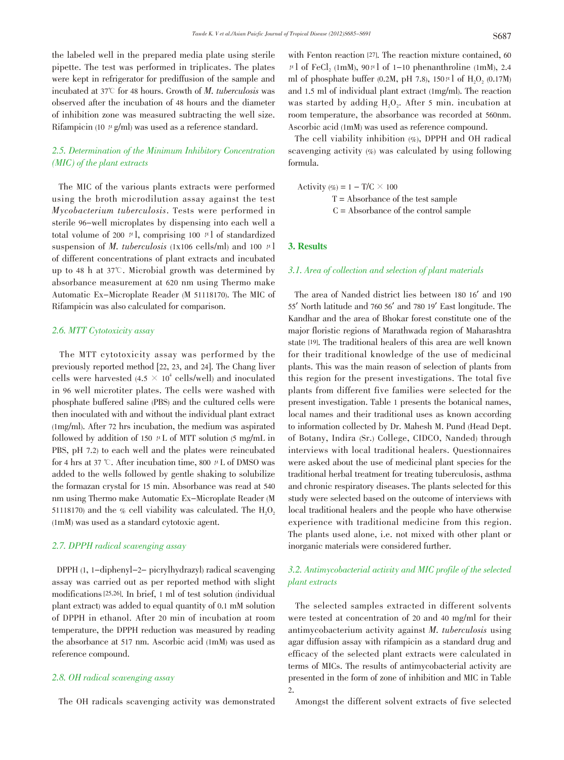the labeled well in the prepared media plate using sterile pipette. The test was performed in triplicates. The plates were kept in refrigerator for prediffusion of the sample and incubated at 37℃ for 48 hours. Growth of *M. tuberculosis* was observed after the incubation of 48 hours and the diameter of inhibition zone was measured subtracting the well size. Rifampicin (10 μg/ml) was used as a reference standard.

### *2.5. Determination of the Minimum Inhibitory Concentration (MIC) of the plant extracts*

The MIC of the various plants extracts were performed using the broth microdilution assay against the test *Mycobacterium tuberculosis*. Tests were performed in sterile 96-well microplates by dispensing into each well a total volume of 200 μl, comprising 100 μl of standardized suspension of *M. tuberculosis* (1x106 cells/ml) and 100 μl of different concentrations of plant extracts and incubated up to 48 h at 37℃. Microbial growth was determined by absorbance measurement at 620 nm using Thermo make Automatic Ex-Microplate Reader (M 51118170). The MIC of Rifampicin was also calculated for comparison.

### *2.6. MTT Cytotoxicity assay*

The MTT cytotoxicity assay was performed by the previously reported method [22, 23, and 24]. The Chang liver cells were harvested (4.5 × $10^4$ cells/well) and inoculated in 96 well microtiter plates. The cells were washed with phosphate buffered saline (PBS) and the cultured cells were then inoculated with and without the individual plant extract (1mg/ml). After 72 hrs incubation, the medium was aspirated followed by addition of 150 μL of MTT solution (5 mg/mL in PBS, pH 7.2) to each well and the plates were reincubated for 4 hrs at 37 ℃. After incubation time, 800 μL of DMSO was added to the wells followed by gentle shaking to solubilize the formazan crystal for 15 min. Absorbance was read at 540 nm using Thermo make Automatic Ex-Microplate Reader (M 51118170) and the % cell viability was calculated. The $H_2O_2$ (1mM) was used as a standard cytotoxic agent.

### *2.7. DPPH radical scavenging assay*

DPPH (1, 1-diphenyl-2- picrylhydrazyl) radical scavenging assay was carried out as per reported method with slight modifications [25,26]. In brief, 1 ml of test solution (individual plant extract) was added to equal quantity of 0.1 mM solution of DPPH in ethanol. After 20 min of incubation at room temperature, the DPPH reduction was measured by reading the absorbance at 517 nm. Ascorbic acid (1mM) was used as reference compound.

### *2.8. OH radical scavenging assay*

The OH radicals scavenging activity was demonstrated with Fenton reaction [27]. The reaction mixture contained, 60 μl of $FeCl_2$ (1mM), 90 μl of 1-10 phenanthroline (1mM), 2.4 ml of phosphate buffer (0.2M, pH 7.8), 150 μl of $H_2O_2$ (0.17M) and 1.5 ml of individual plant extract (1mg/ml). The reaction was started by adding $H_2O_2$. After 5 min. incubation at room temperature, the absorbance was recorded at 560nm. Ascorbic acid (1mM) was used as reference compound.

The cell viability inhibition (%), DPPH and OH radical scavenging activity (%) was calculated by using following formula.

Activity (%) = 1 − T/C × 100

T = Absorbance of the test sample

C = Absorbance of the control sample

## 3. Results

### *3.1. Area of collection and selection of plant materials*

The area of Nanded district lies between 180 16′ and 190 55′ North latitude and 760 56′ and 780 19′ East longitude. The Kandhar and the area of Bhokar forest constitute one of the major floristic regions of Marathwada region of Maharashtra state [19]. The traditional healers of this area are well known for their traditional knowledge of the use of medicinal plants. This was the main reason of selection of plants from this region for the present investigations. The total five plants from different five families were selected for the present investigation. Table 1 presents the botanical names, local names and their traditional uses as known according to information collected by Dr. Mahesh M. Pund (Head Dept. of Botany, Indira (Sr.) College, CIDCO, Nanded) through interviews with local traditional healers. Questionnaires were asked about the use of medicinal plant species for the traditional herbal treatment for treating tuberculosis, asthma and chronic respiratory diseases. The plants selected for this study were selected based on the outcome of interviews with local traditional healers and the people who have otherwise experience with traditional medicine from this region. The plants used alone, i.e. not mixed with other plant or inorganic materials were considered further.

### *3.2. Antimycobacterial activity and MIC profile of the selected plant extracts*

The selected samples extracted in different solvents were tested at concentration of 20 and 40 mg/ml for their antimycobacterium activity against *M. tuberculosis* using agar diffusion assay with rifampicin as a standard drug and efficacy of the selected plant extracts were calculated in terms of MICs. The results of antimycobacterial activity are presented in the form of zone of inhibition and MIC in Table 2.

Amongst the different solvent extracts of five selected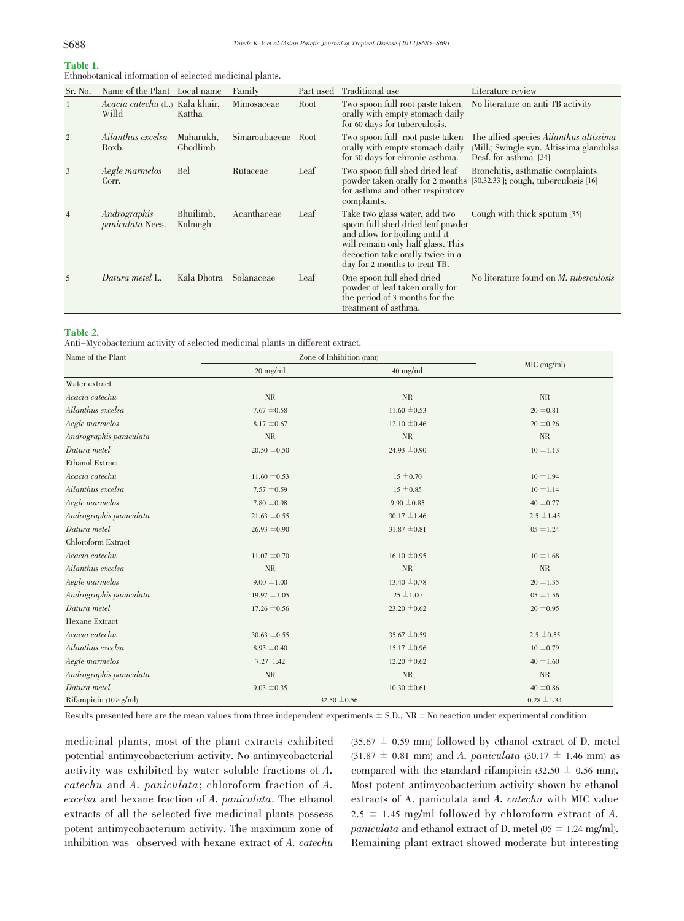**Table 1.**
Ethnobotanical information of selected medicinal plants.

| Sr. No. | Name of the Plant | Local name | Family | Part used | Traditional use | Literature review |
|---|---|---|---|---|---|---|
| 1 | *Acacia catechu* (L.) Willd | Kala khair, Kattha | Mimosaceae | Root | Two spoon full root paste taken orally with empty stomach daily for 60 days for tuberculosis. | No literature on anti TB activity |
| 2 | *Ailanthus excelsa* Roxb. | Maharukh, Ghodlimb | Simaroubaceae | Root | Two spoon full root paste taken orally with empty stomach daily for 50 days for chronic asthma. | The allied species *Ailanthus altissima* (Mill.) Swingle syn. Altissima glandulsa Desf. for asthma [34] |
| 3 | *Aegle marmelos* Corr. | Bel | Rutaceae | Leaf | Two spoon full shed dried leaf powder taken orally for 2 months for asthma and other respiratory complaints. | Bronchitis, asthmatic complaints [30,32,33 ]; cough, tuberculosis [16] |
| 4 | *Andrographis paniculata* Nees. | Bhuilimb, Kalmegh | Acanthaceae | Leaf | Take two glass water, add two spoon full shed dried leaf powder and allow for boiling until it will remain only half glass. This decoction take orally twice in a day for 2 months to treat TB. | Cough with thick sputum [35] |
| 5 | *Datura metel* L. | Kala Dhotra | Solanaceae | Leaf | One spoon full shed dried powder of leaf taken orally for the period of 3 months for the treatment of asthma. | No literature found on *M. tuberculosis* |

**Table 2.**
Anti–Mycobacterium activity of selected medicinal plants in different extract.

| Name of the Plant | Zone of Inhibition (mm) | | MIC (mg/ml) |
|---|---|---|---|
| | 20 mg/ml | 40 mg/ml | |
| Water extract | | | |
| *Acacia catechu* | NR | NR | NR |
| *Ailanthus excelsa* | 7.67 ±0.58 | 11.60 ±0.53 | 20 ±0.81 |
| *Aegle marmelos* | 8.17 ±0.67 | 12.10 ±0.46 | 20 ±0.26 |
| *Andrographis paniculata* | NR | NR | NR |
| *Datura metel* | 20.50 ±0.50 | 24.93 ±0.90 | 10 ±1.13 |
| Ethanol Extract | | | |
| *Acacia catechu* | 11.60 ±0.53 | 15 ±0.70 | 10 ±1.94 |
| *Ailanthus excelsa* | 7.57 ±0.59 | 15 ±0.85 | 10 ±1.14 |
| *Aegle marmelos* | 7.80 ±0.98 | 9.90 ±0.85 | 40 ±0.77 |
| *Andrographis paniculata* | 21.63 ±0.55 | 30.17 ±1.46 | 2.5 ±1.45 |
| *Datura metel* | 26.93 ±0.90 | 31.87 ±0.81 | 05 ±1.24 |
| Chloroform Extract | | | |
| *Acacia catechu* | 11.07 ±0.70 | 16.10 ±0.95 | 10 ±1.68 |
| *Ailanthus excelsa* | NR | NR | NR |
| *Aegle marmelos* | 9.00 ±1.00 | 13.40 ±0.78 | 20 ±1.35 |
| *Andrographis paniculata* | 19.97 ±1.05 | 25 ±1.00 | 05 ±1.56 |
| *Datura metel* | 17.26 ±0.56 | 23.20 ±0.62 | 20 ±0.95 |
| Hexane Extract | | | |
| *Acacia catechu* | 30.63 ±0.55 | 35.67 ±0.59 | 2.5 ±0.55 |
| *Ailanthus excelsa* | 8.93 ±0.40 | 15.17 ±0.96 | 10 ±0.79 |
| *Aegle marmelos* | 7.27 1.42 | 12.20 ±0.62 | 40 ±1.60 |
| *Andrographis paniculata* | NR | NR | NR |
| *Datura metel* | 9.03 ±0.35 | 10.30 ±0.61 | 40 ±0.86 |
| Rifampicin ($10^{\mu}$ g/ml) | 32.50 ±0.56 | | 0.28 ±1.34 |

Results presented here are the mean values from three independent experiments ± S.D., NR = No reaction under experimental condition

medicinal plants, most of the plant extracts exhibited potential antimycobacterium activity. No antimycobacterial activity was exhibited by water soluble fractions of *A. catechu* and *A. paniculata*; chloroform fraction of *A. excelsa* and hexane fraction of *A. paniculata*. The ethanol extracts of all the selected five medicinal plants possess potent antimycobacterium activity. The maximum zone of inhibition was observed with hexane extract of *A. catechu* (35.67 ± 0.59 mm) followed by ethanol extract of D. metel (31.87 ± 0.81 mm) and *A. paniculata* (30.17 ± 1.46 mm) as compared with the standard rifampicin (32.50 ± 0.56 mm). Most potent antimycobacterium activity shown by ethanol extracts of A. paniculata and *A. catechu* with MIC value 2.5 ± 1.45 mg/ml followed by chloroform extract of *A. paniculata* and ethanol extract of D. metel (05 ± 1.24 mg/ml). Remaining plant extract showed moderate but interesting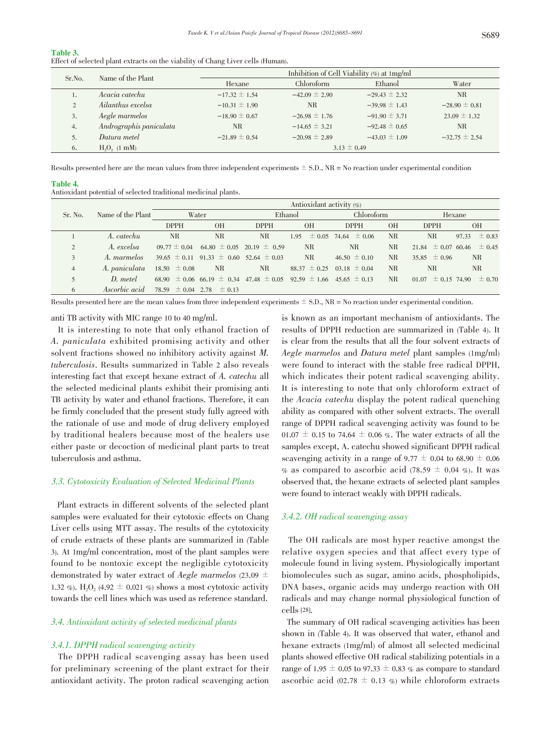**Table 3.**
Effect of selected plant extracts on the viability of Chang Liver cells (Human).

| Sr.No. | Name of the Plant | Inhibition of Cell Viability (%) at 1mg/ml | | | |
|---|---|---|---|---|---|
| | | Hexane | Chloroform | Ethanol | Water |
| 1. | *Acacia catechu* | −17.32 ± 1.54 | −42.09 ± 2.90 | −29.43 ± 2.32 | NR |
| 2 | *Ailanthus excelsa* | −10.31 ± 1.90 | NR | −39.98 ± 1.43 | −28.90 ± 0.81 |
| 3. | *Aegle marmelos* | −18.90 ± 0.67 | −26.98 ± 1.76 | −91.90 ± 3.71 | 23.09 ± 1.32 |
| 4. | *Andrographis paniculata* | NR | −14.65 ± 3.21 | −92.48 ± 0.65 | NR |
| 5. | *Datura metel* | −21.89 ± 0.54 | −20.98 ± 2.89 | −43.03 ± 1.09 | −32.75 ± 2.54 |
| 6. | $H_2O_2$ (1 mM) | 3.13 ± 0.49 | | | |

Results presented here are the mean values from three independent experiments ± S.D., NR = No reaction under experimental condition

**Table 4.**
Antioxidant potential of selected traditional medicinal plants.

| Sr. No. | Name of the Plant | Antioxidant activity (%) | | | | | | | |
|---|---|---|---|---|---|---|---|---|---|
| | | Water | | Ethanol | | Chloroform | | Hexane | |
| | | DPPH | OH | DPPH | OH | DPPH | OH | DPPH | OH |
| 1 | *A. catechu* | NR | NR | NR | 1.95 ± 0.05 | 74.64 ± 0.06 | NR | NR | 97.33 ± 0.83 |
| 2 | *A. excelsa* | 09.77 ± 0.04 | 64.80 ± 0.05 | 20.19 ± 0.59 | NR | NR | NR | 21.84 ± 0.07 | 60.46 ± 0.45 |
| 3 | *A. marmelos* | 39.65 ± 0.11 | 91.33 ± 0.60 | 52.64 ± 0.03 | NR | 46.50 ± 0.10 | NR | 35.85 ± 0.96 | NR |
| 4 | *A. paniculata* | 18.50 ± 0.08 | NR | NR | 88.37 ± 0.25 | 03.18 ± 0.04 | NR | NR | NR |
| 5 | *D. metel* | 68.90 ± 0.06 | 66.19 ± 0.34 | 47.48 ± 0.05 | 92.59 ± 1.66 | 45.65 ± 0.13 | NR | 01.07 ± 0.15 | 74.90 ± 0.70 |
| 6 | *Ascorbic acid* | 78.59 ± 0.04 | 2.78 ± 0.13 | | | | | | |

Results presented here are the mean values from three independent experiments ± S.D., NR = No reaction under experimental condition.

anti TB activity with MIC range 10 to 40 mg/ml.

It is interesting to note that only ethanol fraction of *A. paniculata* exhibited promising activity and other solvent fractions showed no inhibitory activity against *M. tuberculosis*. Results summarized in Table 2 also reveals interesting fact that except hexane extract of *A. catechu* all the selected medicinal plants exhibit their promising anti TB activity by water and ethanol fractions. Therefore, it can be firmly concluded that the present study fully agreed with the rationale of use and mode of drug delivery employed by traditional healers because most of the healers use either paste or decoction of medicinal plant parts to treat tuberculosis and asthma.

### 3.3. Cytotoxicity Evaluation of Selected Medicinal Plants

Plant extracts in different solvents of the selected plant samples were evaluated for their cytotoxic effects on Chang Liver cells using MTT assay. The results of the cytotoxicity of crude extracts of these plants are summarized in (Table 3). At 1mg/ml concentration, most of the plant samples were found to be nontoxic except the negligible cytotoxicity demonstrated by water extract of *Aegle marmelos* (23.09 ± 1.32 %). $H_2O_2$ (4.92 ± 0.021 %) shows a most cytotoxic activity towards the cell lines which was used as reference standard.

### 3.4. Antioxidant activity of selected medicinal plants

#### 3.4.1. DPPH radical scavenging activity

The DPPH radical scavenging assay has been used for preliminary screening of the plant extract for their antioxidant activity. The proton radical scavenging action is known as an important mechanism of antioxidants. The results of DPPH reduction are summarized in (Table 4). It is clear from the results that all the four solvent extracts of *Aegle marmelos* and *Datura metel* plant samples (1mg/ml) were found to interact with the stable free radical DPPH, which indicates their potent radical scavenging ability. It is interesting to note that only chloroform extract of the *Acacia catechu* display the potent radical quenching ability as compared with other solvent extracts. The overall range of DPPH radical scavenging activity was found to be 01.07 ± 0.15 to 74.64 ± 0.06 %. The water extracts of all the samples except, A. catechu showed significant DPPH radical scavenging activity in a range of 9.77 ± 0.04 to 68.90 ± 0.06 % as compared to ascorbic acid (78.59 ± 0.04 %). It was observed that, the hexane extracts of selected plant samples were found to interact weakly with DPPH radicals.

#### 3.4.2. OH radical scavenging assay

The OH radicals are most hyper reactive amongst the relative oxygen species and that affect every type of molecule found in living system. Physiologically important biomolecules such as sugar, amino acids, phospholipids, DNA bases, organic acids may undergo reaction with OH radicals and may change normal physiological function of cells [28].

The summary of OH radical scavenging activities has been shown in (Table 4). It was observed that water, ethanol and hexane extracts (1mg/ml) of almost all selected medicinal plants showed effective OH radical stabilizing potentials in a range of 1.95 ± 0.05 to 97.33 ± 0.83 % as compare to standard ascorbic acid (02.78 ± 0.13 %) while chloroform extracts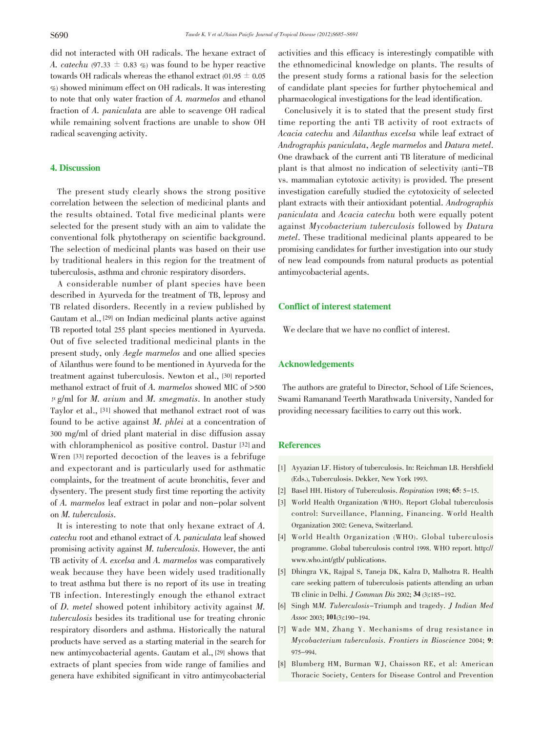did not interacted with OH radicals. The hexane extract of *A. catechu* (97.33 ± 0.83 %) was found to be hyper reactive towards OH radicals whereas the ethanol extract (01.95 ± 0.05 %) showed minimum effect on OH radicals. It was interesting to note that only water fraction of *A. marmelos* and ethanol fraction of *A. paniculata* are able to scavenge OH radical while remaining solvent fractions are unable to show OH radical scavenging activity.

## 4. Discussion

The present study clearly shows the strong positive correlation between the selection of medicinal plants and the results obtained. Total five medicinal plants were selected for the present study with an aim to validate the conventional folk phytotherapy on scientific background. The selection of medicinal plants was based on their use by traditional healers in this region for the treatment of tuberculosis, asthma and chronic respiratory disorders.

A considerable number of plant species have been described in Ayurveda for the treatment of TB, leprosy and TB related disorders. Recently in a review published by Gautam et al.,[29] on Indian medicinal plants active against TB reported total 255 plant species mentioned in Ayurveda. Out of five selected traditional medicinal plants in the present study, only *Aegle marmelos* and one allied species of Ailanthus were found to be mentioned in Ayurveda for the treatment against tuberculosis. Newton et al., [30] reported methanol extract of fruit of *A. marmelos* showed MIC of >500 μg/ml for *M. avium* and *M. smegmatis*. In another study Taylor et al., [31] showed that methanol extract root of was found to be active against *M. phlei* at a concentration of 300 mg/ml of dried plant material in disc diffusion assay with chloramphenicol as positive control. Dastur [32] and Wren [33] reported decoction of the leaves is a febrifuge and expectorant and is particularly used for asthmatic complaints, for the treatment of acute bronchitis, fever and dysentery. The present study first time reporting the activity of *A. marmelos* leaf extract in polar and non-polar solvent on *M. tuberculosis*.

It is interesting to note that only hexane extract of *A. catechu* root and ethanol extract of *A. paniculata* leaf showed promising activity against *M. tuberculosis*. However, the anti TB activity of *A. excelsa* and *A. marmelos* was comparatively weak because they have been widely used traditionally to treat asthma but there is no report of its use in treating TB infection. Interestingly enough the ethanol extract of *D. metel* showed potent inhibitory activity against *M. tuberculosis* besides its traditional use for treating chronic respiratory disorders and asthma. Historically the natural products have served as a starting material in the search for new antimycobacterial agents. Gautam et al., [29] shows that extracts of plant species from wide range of families and genera have exhibited significant in vitro antimycobacterial activities and this efficacy is interestingly compatible with the ethnomedicinal knowledge on plants. The results of the present study forms a rational basis for the selection of candidate plant species for further phytochemical and pharmacological investigations for the lead identification.

Conclusively it is to stated that the present study first time reporting the anti TB activity of root extracts of *Acacia catechu* and *Ailanthus excelsa* while leaf extract of *Andrographis paniculata*, *Aegle marmelos* and *Datura metel*. One drawback of the current anti TB literature of medicinal plant is that almost no indication of selectivity (anti-TB vs. mammalian cytotoxic activity) is provided. The present investigation carefully studied the cytotoxicity of selected plant extracts with their antioxidant potential. *Andrographis paniculata* and *Acacia catechu* both were equally potent against *Mycobacterium tuberculosis* followed by *Datura metel*. These traditional medicinal plants appeared to be promising candidates for further investigation into our study of new lead compounds from natural products as potential antimycobacterial agents.

## Conflict of interest statement

We declare that we have no conflict of interest.

## Acknowledgements

The authors are grateful to Director, School of Life Sciences, Swami Ramanand Teerth Marathwada University, Nanded for providing necessary facilities to carry out this work.

## References

[1] Ayyazian LF. History of tuberculosis. In: Reichman LB. Hershfield (Eds.), Tuberculosis. Dekker, New York 1993.

[2] Basel HH. History of Tuberculosis. *Respiration* 1998; **65**: 5-15.

[3] World Health Organization (WHO). Report Global tuberculosis control: Surveillance, Planning, Financing. World Health Organization 2002: Geneva, Switzerland.

[4] World Health Organization (WHO). Global tuberculosis programme. Global tuberculosis control 1998. WHO report. http://www.who.int/gtb/ publications.

[5] Dhingra VK, Rajpal S, Taneja DK, Kalra D, Malhotra R. Health care seeking pattern of tuberculosis patients attending an urban TB clinic in Delhi. *J Commun Dis* 2002; **34** (3):185-192.

[6] Singh M*M. Tuberculosis*-Triumph and tragedy. *J Indian Med Assoc* 2003; **101**(3):190-194.

[7] Wade MM, Zhang Y. Mechanisms of drug resistance in *Mycobacterium tuberculosis*. *Frontiers in Bioscience* 2004; **9**: 975-994.

[8] Blumberg HM, Burman WJ, Chaisson RE, et al: American Thoracic Society, Centers for Disease Control and Prevention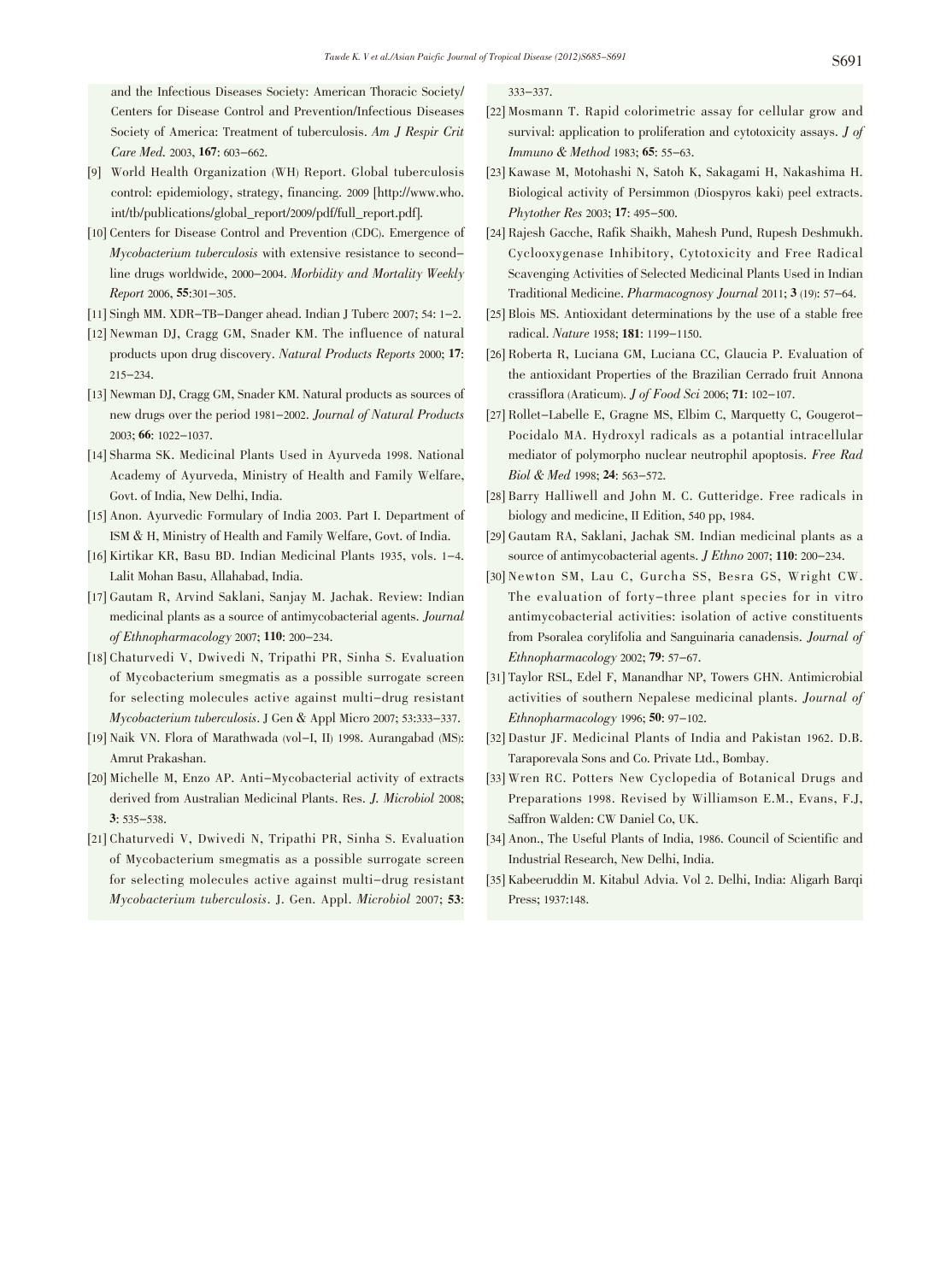and the Infectious Diseases Society: American Thoracic Society/ Centers for Disease Control and Prevention/Infectious Diseases Society of America: Treatment of tuberculosis. *Am J Respir Crit Care Med.* 2003, **167**: 603–662.

[9] World Health Organization (WH) Report. Global tuberculosis control: epidemiology, strategy, financing. 2009 [http://www.who.int/tb/publications/global_report/2009/pdf/full_report.pdf].

[10] Centers for Disease Control and Prevention (CDC). Emergence of *Mycobacterium tuberculosis* with extensive resistance to second-line drugs worldwide, 2000–2004. *Morbidity and Mortality Weekly Report* 2006, **55**:301–305.

[11] Singh MM. XDR–TB–Danger ahead. Indian J Tuberc 2007; 54: 1–2.

[12] Newman DJ, Cragg GM, Snader KM. The influence of natural products upon drug discovery. *Natural Products Reports* 2000; **17**: 215–234.

[13] Newman DJ, Cragg GM, Snader KM. Natural products as sources of new drugs over the period 1981–2002. *Journal of Natural Products* 2003; **66**: 1022–1037.

[14] Sharma SK. Medicinal Plants Used in Ayurveda 1998. National Academy of Ayurveda, Ministry of Health and Family Welfare, Govt. of India, New Delhi, India.

[15] Anon. Ayurvedic Formulary of India 2003. Part I. Department of ISM & H, Ministry of Health and Family Welfare, Govt. of India.

[16] Kirtikar KR, Basu BD. Indian Medicinal Plants 1935, vols. 1–4. Lalit Mohan Basu, Allahabad, India.

[17] Gautam R, Arvind Saklani, Sanjay M. Jachak. Review: Indian medicinal plants as a source of antimycobacterial agents. *Journal of Ethnopharmacology* 2007; **110**: 200–234.

[18] Chaturvedi V, Dwivedi N, Tripathi PR, Sinha S. Evaluation of Mycobacterium smegmatis as a possible surrogate screen for selecting molecules active against multi-drug resistant *Mycobacterium tuberculosis*. J Gen & Appl Micro 2007; 53:333–337.

[19] Naik VN. Flora of Marathwada (vol–I, II) 1998. Aurangabad (MS): Amrut Prakashan.

[20] Michelle M, Enzo AP. Anti–Mycobacterial activity of extracts derived from Australian Medicinal Plants. Res. *J. Microbiol* 2008; **3**: 535–538.

[21] Chaturvedi V, Dwivedi N, Tripathi PR, Sinha S. Evaluation of Mycobacterium smegmatis as a possible surrogate screen for selecting molecules active against multi-drug resistant *Mycobacterium tuberculosis*. J. Gen. Appl. *Microbiol* 2007; **53**: 333–337.

[22] Mosmann T. Rapid colorimetric assay for cellular grow and survival: application to proliferation and cytotoxicity assays. *J of Immuno & Method* 1983; **65**: 55–63.

[23] Kawase M, Motohashi N, Satoh K, Sakagami H, Nakashima H. Biological activity of Persimmon (Diospyros kaki) peel extracts. *Phytother Res* 2003; **17**: 495–500.

[24] Rajesh Gacche, Rafik Shaikh, Mahesh Pund, Rupesh Deshmukh. Cyclooxygenase Inhibitory, Cytotoxicity and Free Radical Scavenging Activities of Selected Medicinal Plants Used in Indian Traditional Medicine. *Pharmacognosy Journal* 2011; **3** (19): 57–64.

[25] Blois MS. Antioxidant determinations by the use of a stable free radical. *Nature* 1958; **181**: 1199–1150.

[26] Roberta R, Luciana GM, Luciana CC, Glaucia P. Evaluation of the antioxidant Properties of the Brazilian Cerrado fruit Annona crassiflora (Araticum). *J of Food Sci* 2006; **71**: 102–107.

[27] Rollet–Labelle E, Gragne MS, Elbim C, Marquetty C, Gougerot–Pocidalo MA. Hydroxyl radicals as a potantial intracellular mediator of polymorpho nuclear neutrophil apoptosis. *Free Rad Biol & Med* 1998; **24**: 563–572.

[28] Barry Halliwell and John M. C. Gutteridge. Free radicals in biology and medicine, II Edition, 540 pp, 1984.

[29] Gautam RA, Saklani, Jachak SM. Indian medicinal plants as a source of antimycobacterial agents. *J Ethno* 2007; **110**: 200–234.

[30] Newton SM, Lau C, Gurcha SS, Besra GS, Wright CW. The evaluation of forty-three plant species for in vitro antimycobacterial activities: isolation of active constituents from Psoralea corylifolia and Sanguinaria canadensis. *Journal of Ethnopharmacology* 2002; **79**: 57–67.

[31] Taylor RSL, Edel F, Manandhar NP, Towers GHN. Antimicrobial activities of southern Nepalese medicinal plants. *Journal of Ethnopharmacology* 1996; **50**: 97–102.

[32] Dastur JF. Medicinal Plants of India and Pakistan 1962. D.B. Taraporevala Sons and Co. Private Ltd., Bombay.

[33] Wren RC. Potters New Cyclopedia of Botanical Drugs and Preparations 1998. Revised by Williamson E.M., Evans, F.J, Saffron Walden: CW Daniel Co, UK.

[34] Anon., The Useful Plants of India, 1986. Council of Scientific and Industrial Research, New Delhi, India.

[35] Kabeeruddin M. Kitabul Advia. Vol 2. Delhi, India: Aligarh Barqi Press; 1937:148.